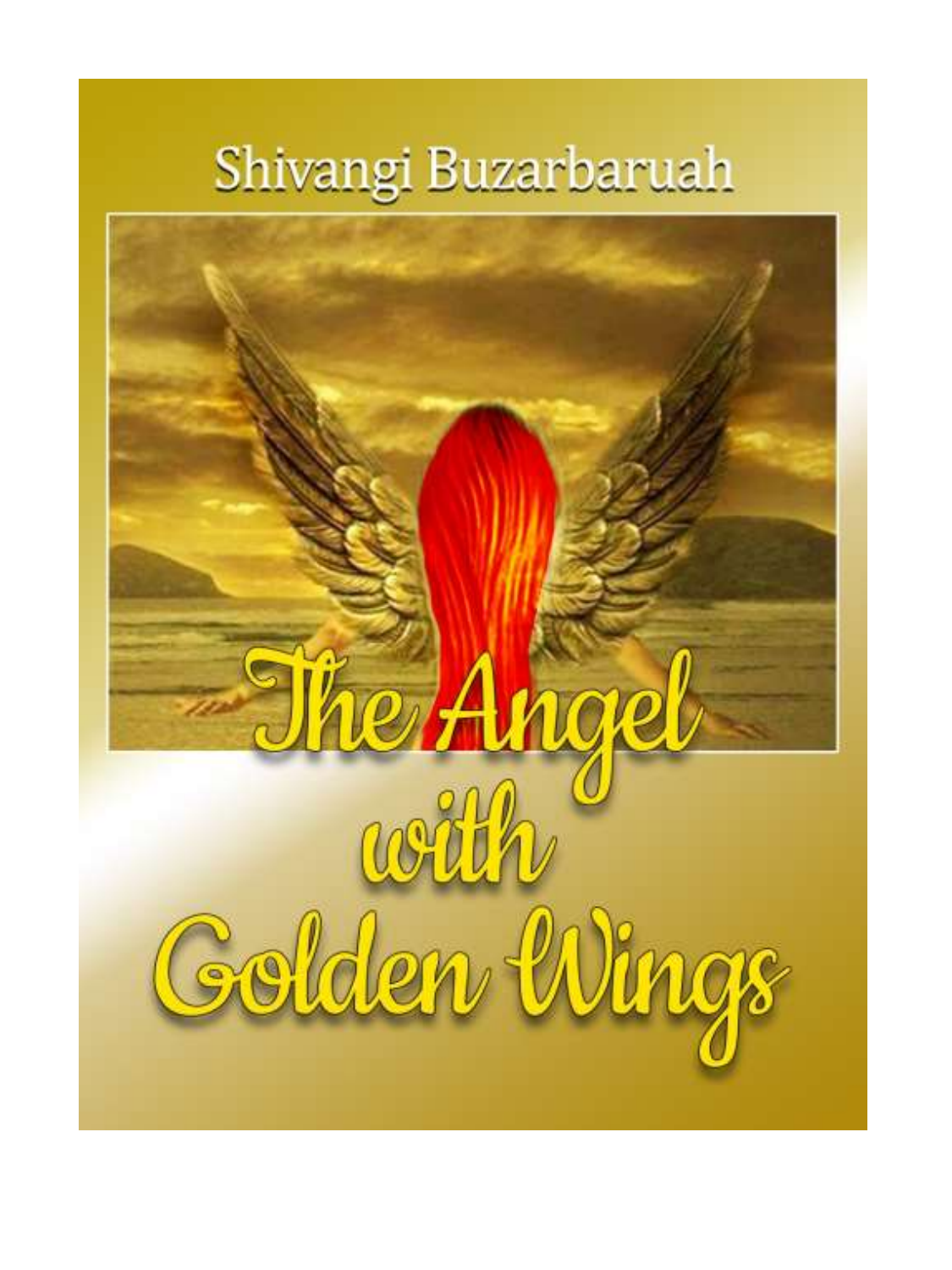Shivangi Buzarbaruah

# The Angel with Golden Wings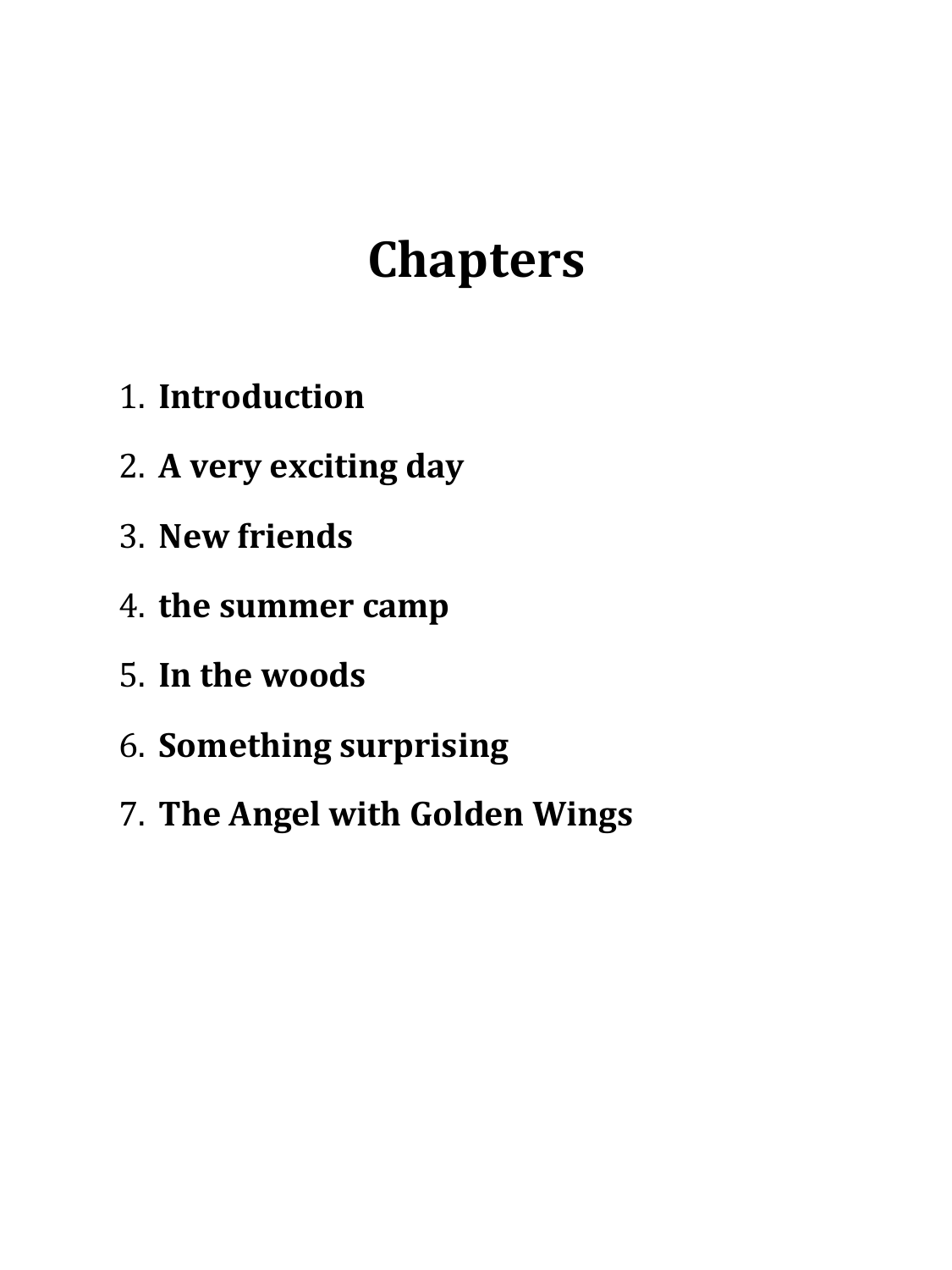# Chapters

1. **Introduction**
2. **A very exciting day**
3. **New friends**
4. **the summer camp**
5. **In the woods**
6. **Something surprising**
7. **The Angel with Golden Wings**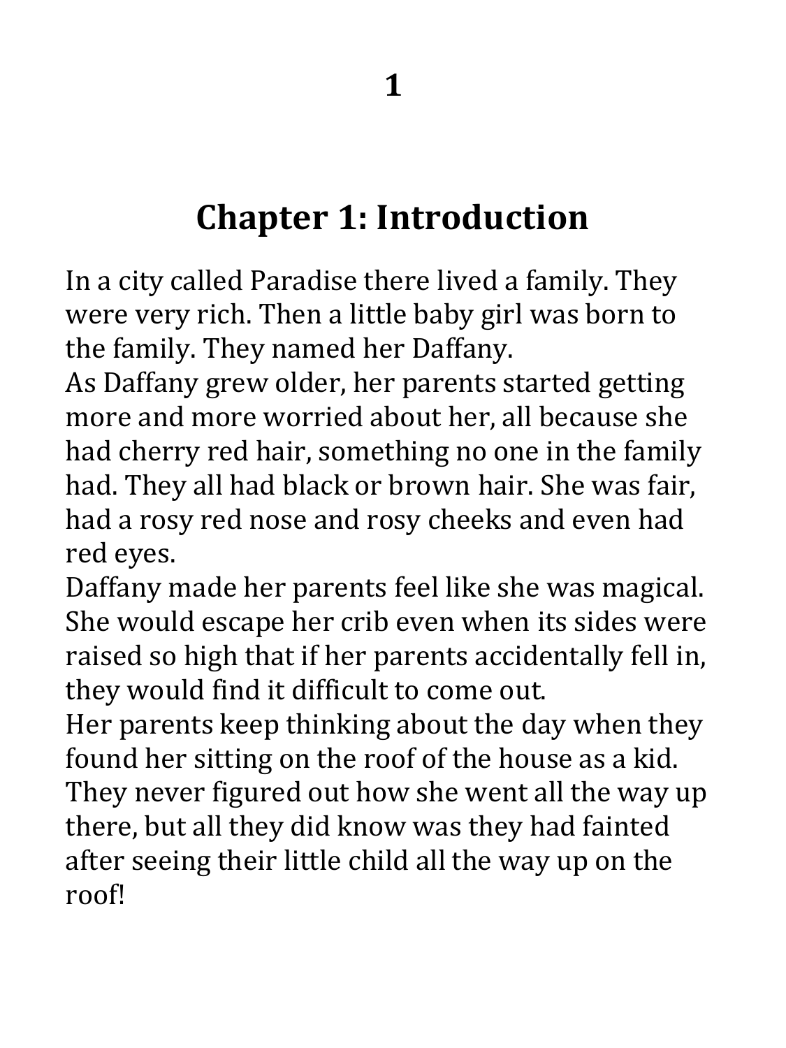# Chapter 1: Introduction

In a city called Paradise there lived a family. They were very rich. Then a little baby girl was born to the family. They named her Daffany.

As Daffany grew older, her parents started getting more and more worried about her, all because she had cherry red hair, something no one in the family had. They all had black or brown hair. She was fair, had a rosy red nose and rosy cheeks and even had red eyes.

Daffany made her parents feel like she was magical. She would escape her crib even when its sides were raised so high that if her parents accidentally fell in, they would find it difficult to come out.

Her parents keep thinking about the day when they found her sitting on the roof of the house as a kid. They never figured out how she went all the way up there, but all they did know was they had fainted after seeing their little child all the way up on the roof!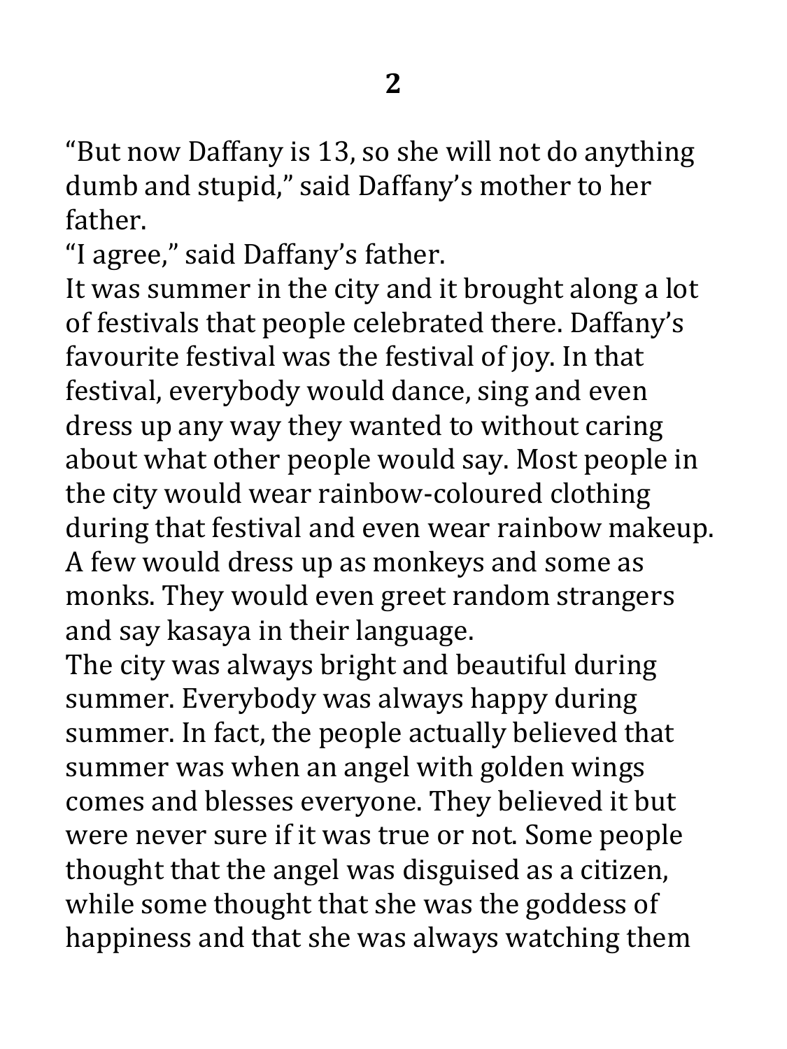# 2

"But now Daffany is 13, so she will not do anything dumb and stupid," said Daffany's mother to her father.

"I agree," said Daffany's father.

It was summer in the city and it brought along a lot of festivals that people celebrated there. Daffany's favourite festival was the festival of joy. In that festival, everybody would dance, sing and even dress up any way they wanted to without caring about what other people would say. Most people in the city would wear rainbow-coloured clothing during that festival and even wear rainbow makeup. A few would dress up as monkeys and some as monks. They would even greet random strangers and say kasaya in their language.

The city was always bright and beautiful during summer. Everybody was always happy during summer. In fact, the people actually believed that summer was when an angel with golden wings comes and blesses everyone. They believed it but were never sure if it was true or not. Some people thought that the angel was disguised as a citizen, while some thought that she was the goddess of happiness and that she was always watching them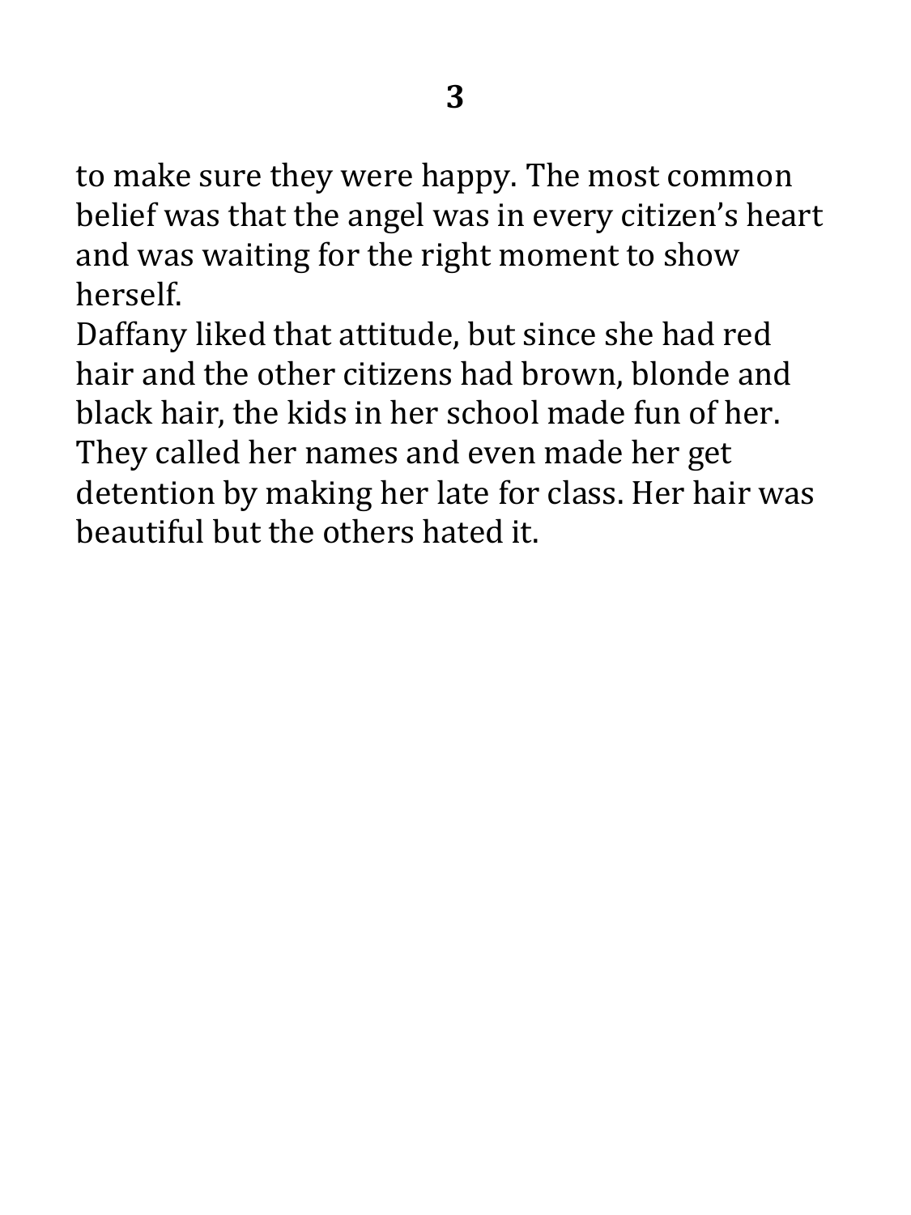to make sure they were happy. The most common belief was that the angel was in every citizen's heart and was waiting for the right moment to show herself.

Daffany liked that attitude, but since she had red hair and the other citizens had brown, blonde and black hair, the kids in her school made fun of her. They called her names and even made her get detention by making her late for class. Her hair was beautiful but the others hated it.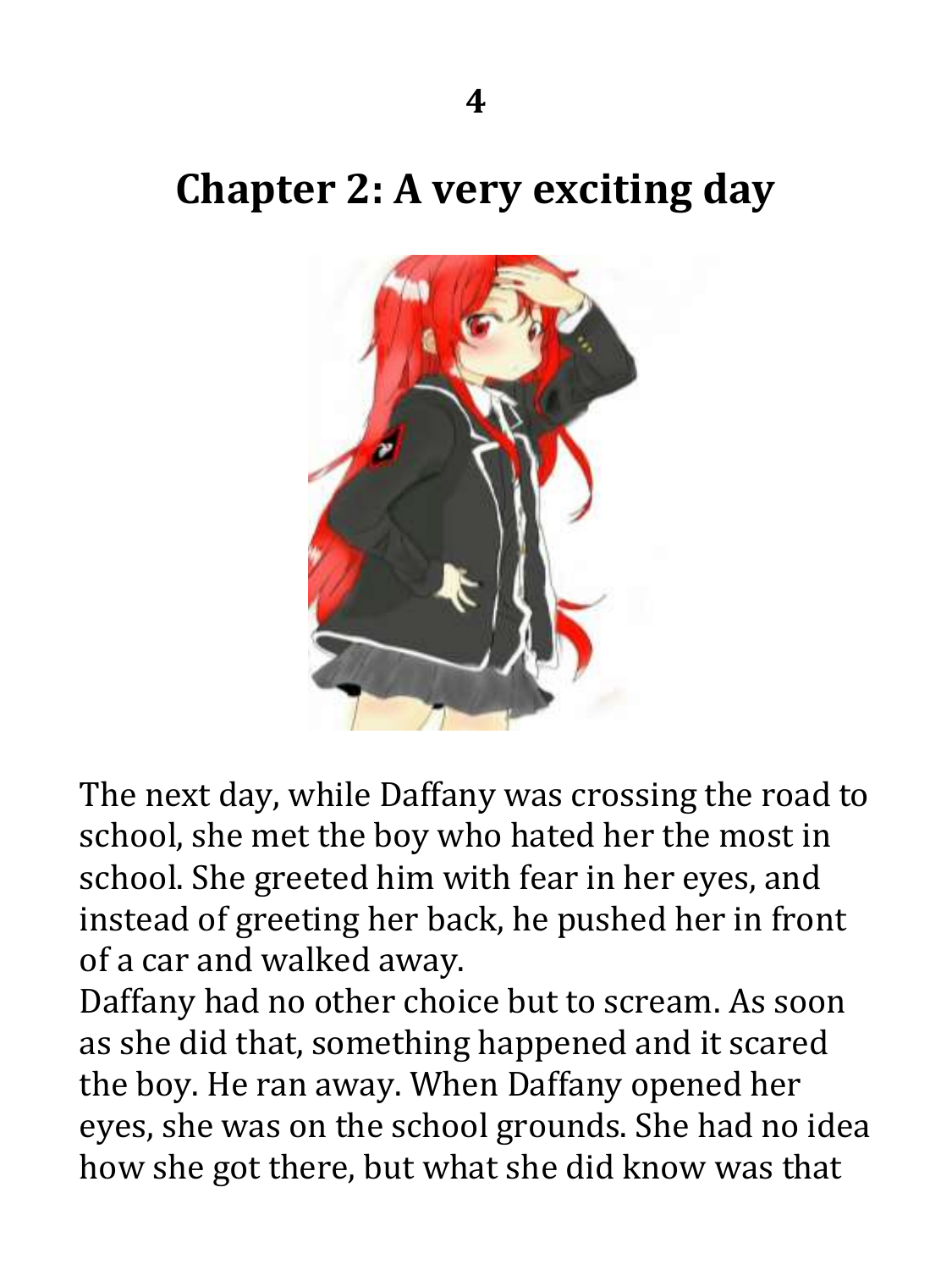# Chapter 2: A very exciting day

The next day, while Daffany was crossing the road to school, she met the boy who hated her the most in school. She greeted him with fear in her eyes, and instead of greeting her back, he pushed her in front of a car and walked away.
Daffany had no other choice but to scream. As soon as she did that, something happened and it scared the boy. He ran away. When Daffany opened her eyes, she was on the school grounds. She had no idea how she got there, but what she did know was that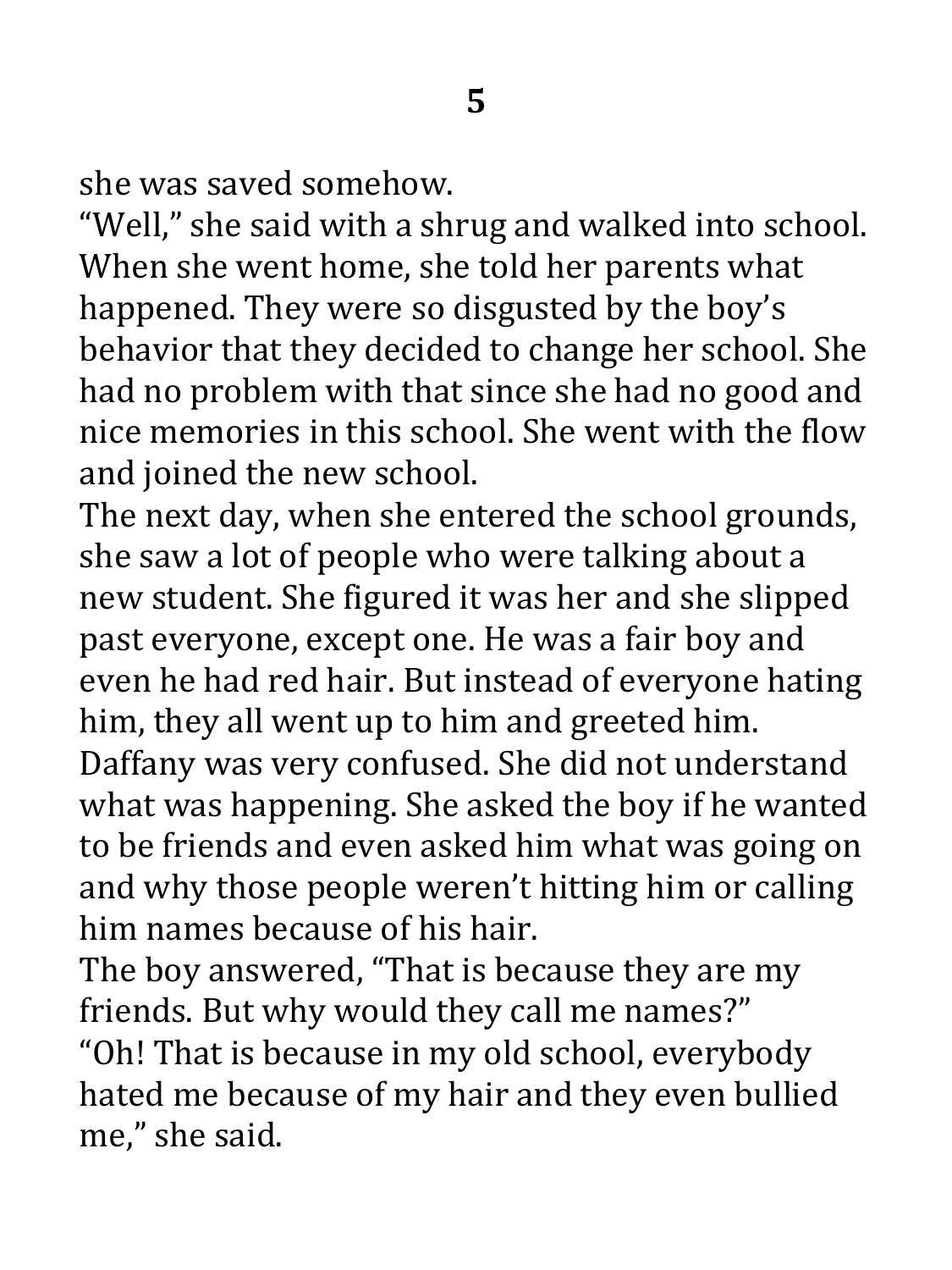she was saved somehow.

"Well," she said with a shrug and walked into school. When she went home, she told her parents what happened. They were so disgusted by the boy's behavior that they decided to change her school. She had no problem with that since she had no good and nice memories in this school. She went with the flow and joined the new school.

The next day, when she entered the school grounds, she saw a lot of people who were talking about a new student. She figured it was her and she slipped past everyone, except one. He was a fair boy and even he had red hair. But instead of everyone hating him, they all went up to him and greeted him. Daffany was very confused. She did not understand what was happening. She asked the boy if he wanted to be friends and even asked him what was going on and why those people weren't hitting him or calling him names because of his hair.

The boy answered, "That is because they are my friends. But why would they call me names?"

"Oh! That is because in my old school, everybody hated me because of my hair and they even bullied me," she said.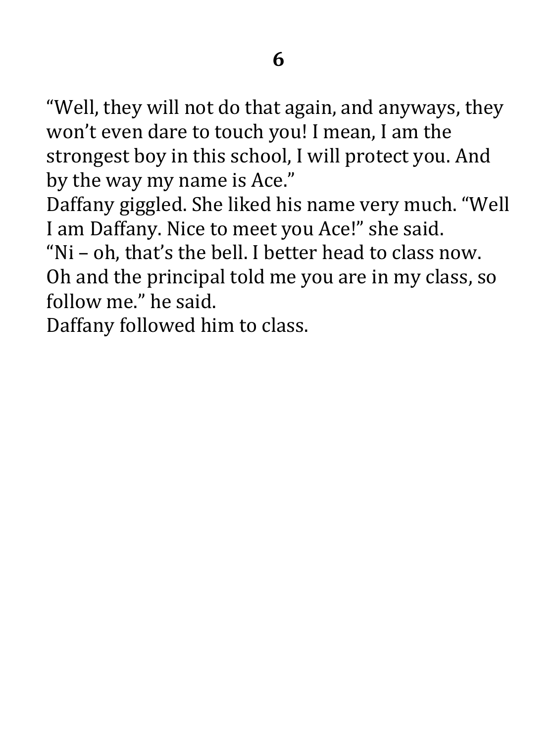"Well, they will not do that again, and anyways, they won't even dare to touch you! I mean, I am the strongest boy in this school, I will protect you. And by the way my name is Ace."

Daffany giggled. She liked his name very much. "Well I am Daffany. Nice to meet you Ace!" she said.

"Ni – oh, that's the bell. I better head to class now. Oh and the principal told me you are in my class, so follow me." he said.

Daffany followed him to class.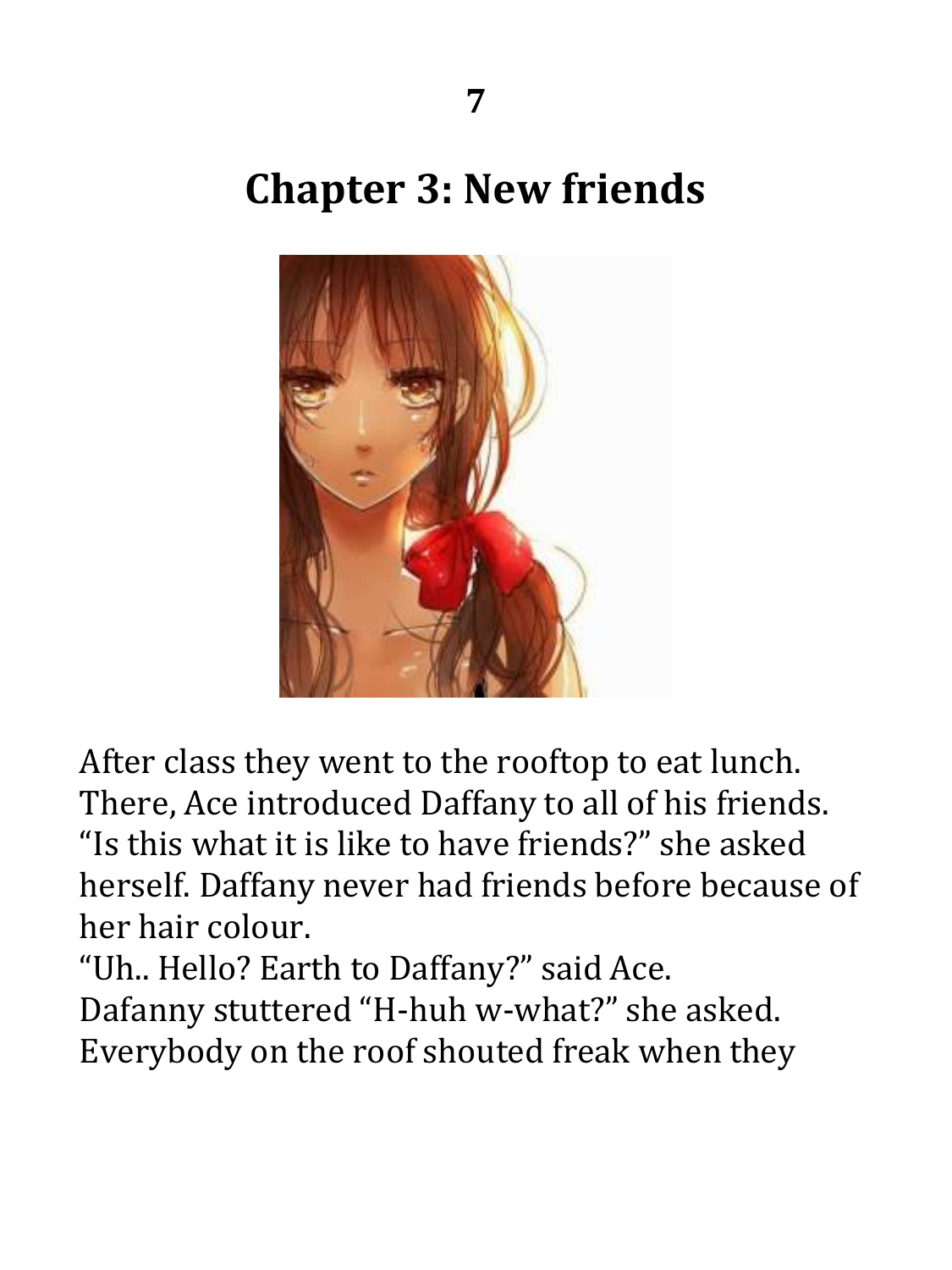## Chapter 3: New friends

After class they went to the rooftop to eat lunch. There, Ace introduced Daffany to all of his friends. "Is this what it is like to have friends?" she asked herself. Daffany never had friends before because of her hair colour.

"Uh.. Hello? Earth to Daffany?" said Ace.

Dafanny stuttered "H-huh w-what?" she asked.

Everybody on the roof shouted freak when they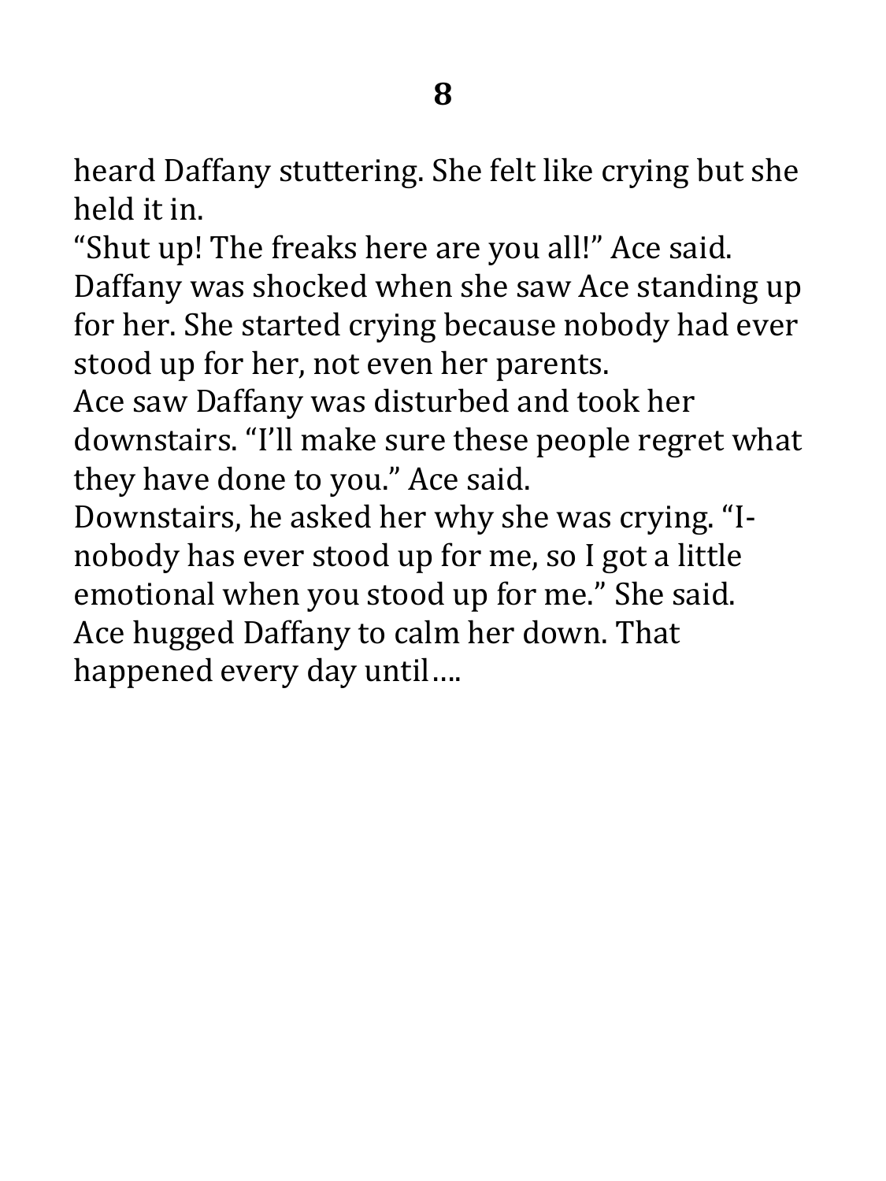heard Daffany stuttering. She felt like crying but she held it in.

"Shut up! The freaks here are you all!" Ace said.

Daffany was shocked when she saw Ace standing up for her. She started crying because nobody had ever stood up for her, not even her parents.

Ace saw Daffany was disturbed and took her downstairs. "I'll make sure these people regret what they have done to you." Ace said.

Downstairs, he asked her why she was crying. "I-nobody has ever stood up for me, so I got a little emotional when you stood up for me." She said.

Ace hugged Daffany to calm her down. That happened every day until….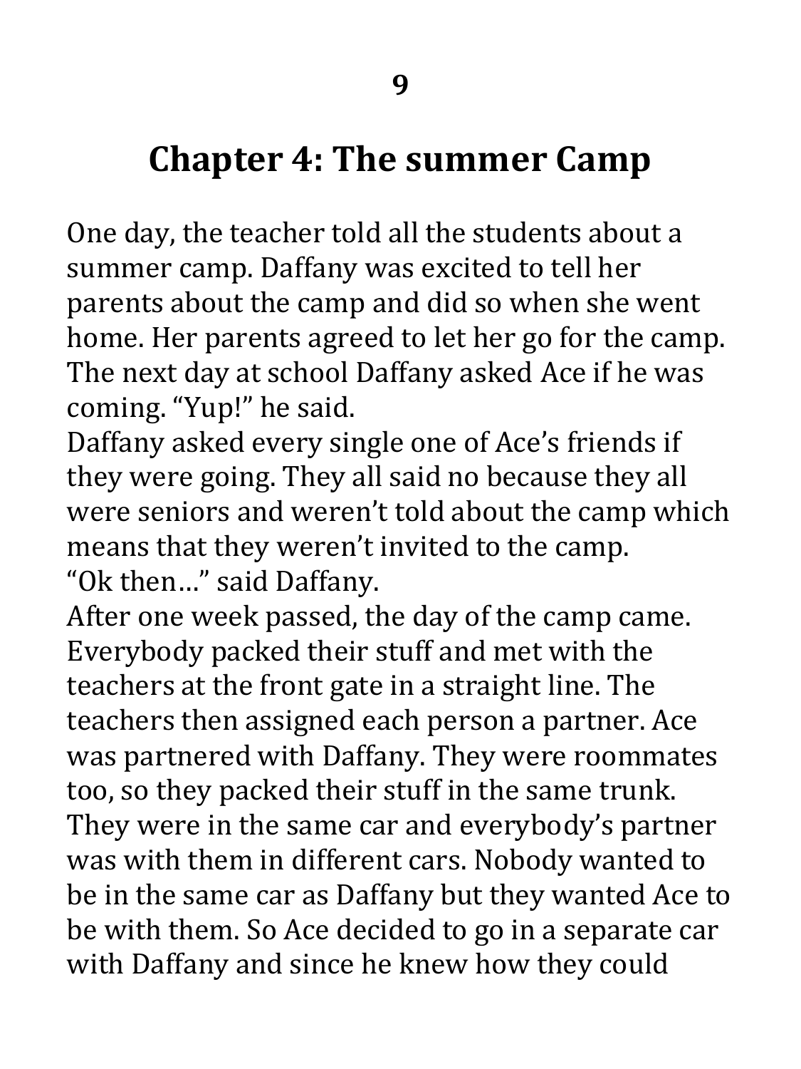## Chapter 4: The summer Camp

One day, the teacher told all the students about a summer camp. Daffany was excited to tell her parents about the camp and did so when she went home. Her parents agreed to let her go for the camp. The next day at school Daffany asked Ace if he was coming. "Yup!" he said.

Daffany asked every single one of Ace's friends if they were going. They all said no because they all were seniors and weren't told about the camp which means that they weren't invited to the camp.

"Ok then…" said Daffany.

After one week passed, the day of the camp came. Everybody packed their stuff and met with the teachers at the front gate in a straight line. The teachers then assigned each person a partner. Ace was partnered with Daffany. They were roommates too, so they packed their stuff in the same trunk. They were in the same car and everybody's partner was with them in different cars. Nobody wanted to be in the same car as Daffany but they wanted Ace to be with them. So Ace decided to go in a separate car with Daffany and since he knew how they could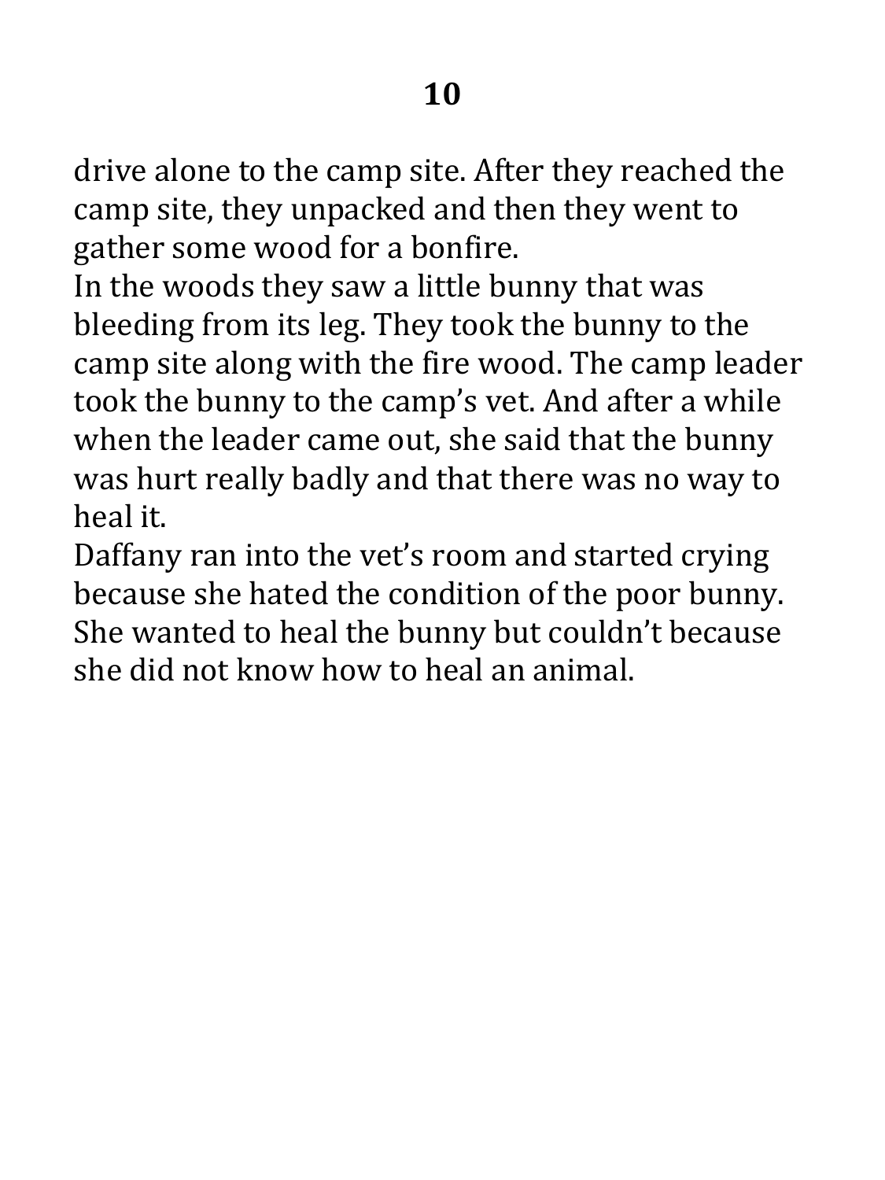drive alone to the camp site. After they reached the camp site, they unpacked and then they went to gather some wood for a bonfire.

In the woods they saw a little bunny that was bleeding from its leg. They took the bunny to the camp site along with the fire wood. The camp leader took the bunny to the camp's vet. And after a while when the leader came out, she said that the bunny was hurt really badly and that there was no way to heal it.

Daffany ran into the vet's room and started crying because she hated the condition of the poor bunny. She wanted to heal the bunny but couldn't because she did not know how to heal an animal.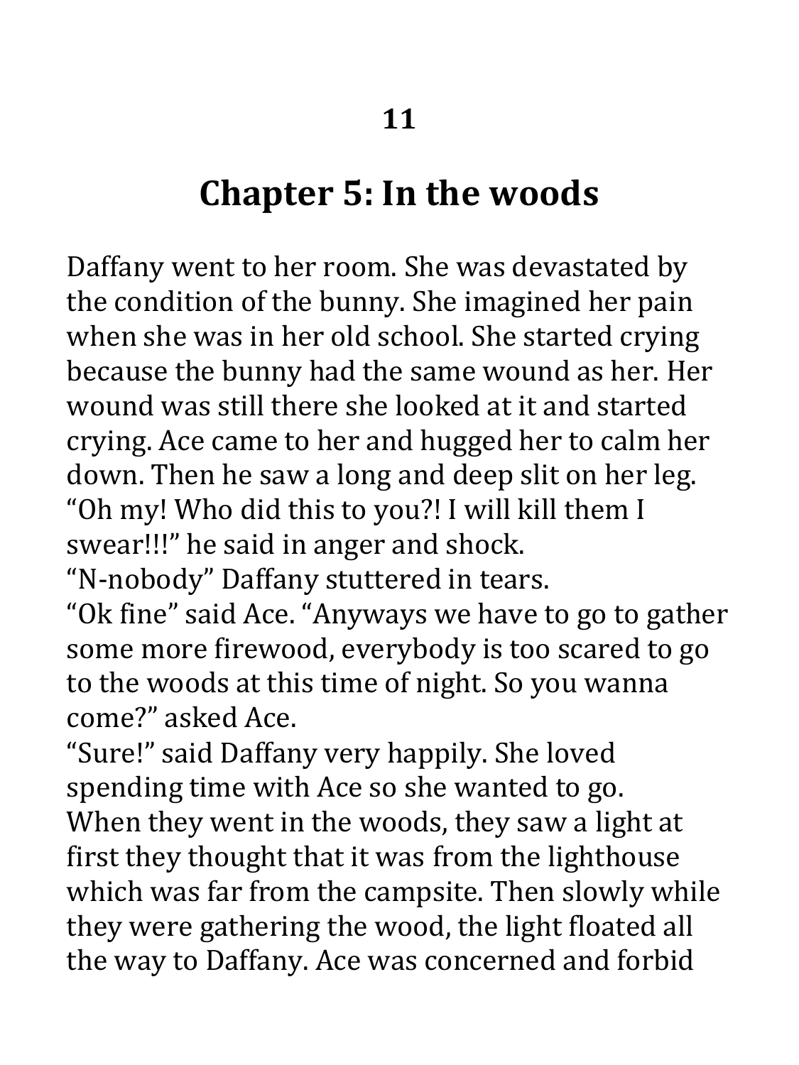## Chapter 5: In the woods

Daffany went to her room. She was devastated by the condition of the bunny. She imagined her pain when she was in her old school. She started crying because the bunny had the same wound as her. Her wound was still there she looked at it and started crying. Ace came to her and hugged her to calm her down. Then he saw a long and deep slit on her leg. "Oh my! Who did this to you?! I will kill them I swear!!!" he said in anger and shock.
"N-nobody" Daffany stuttered in tears.
"Ok fine" said Ace. "Anyways we have to go to gather some more firewood, everybody is too scared to go to the woods at this time of night. So you wanna come?" asked Ace.
"Sure!" said Daffany very happily. She loved spending time with Ace so she wanted to go.
When they went in the woods, they saw a light at first they thought that it was from the lighthouse which was far from the campsite. Then slowly while they were gathering the wood, the light floated all the way to Daffany. Ace was concerned and forbid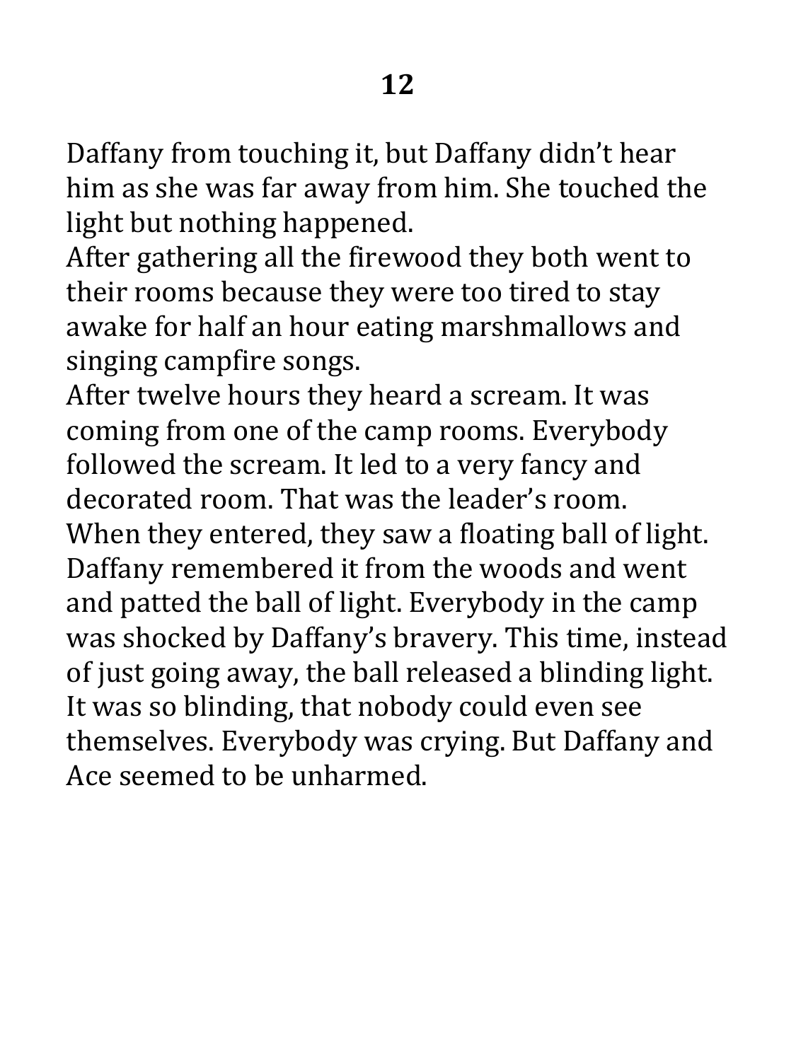Daffany from touching it, but Daffany didn't hear him as she was far away from him. She touched the light but nothing happened.

After gathering all the firewood they both went to their rooms because they were too tired to stay awake for half an hour eating marshmallows and singing campfire songs.

After twelve hours they heard a scream. It was coming from one of the camp rooms. Everybody followed the scream. It led to a very fancy and decorated room. That was the leader's room.

When they entered, they saw a floating ball of light. Daffany remembered it from the woods and went and patted the ball of light. Everybody in the camp was shocked by Daffany's bravery. This time, instead of just going away, the ball released a blinding light. It was so blinding, that nobody could even see themselves. Everybody was crying. But Daffany and Ace seemed to be unharmed.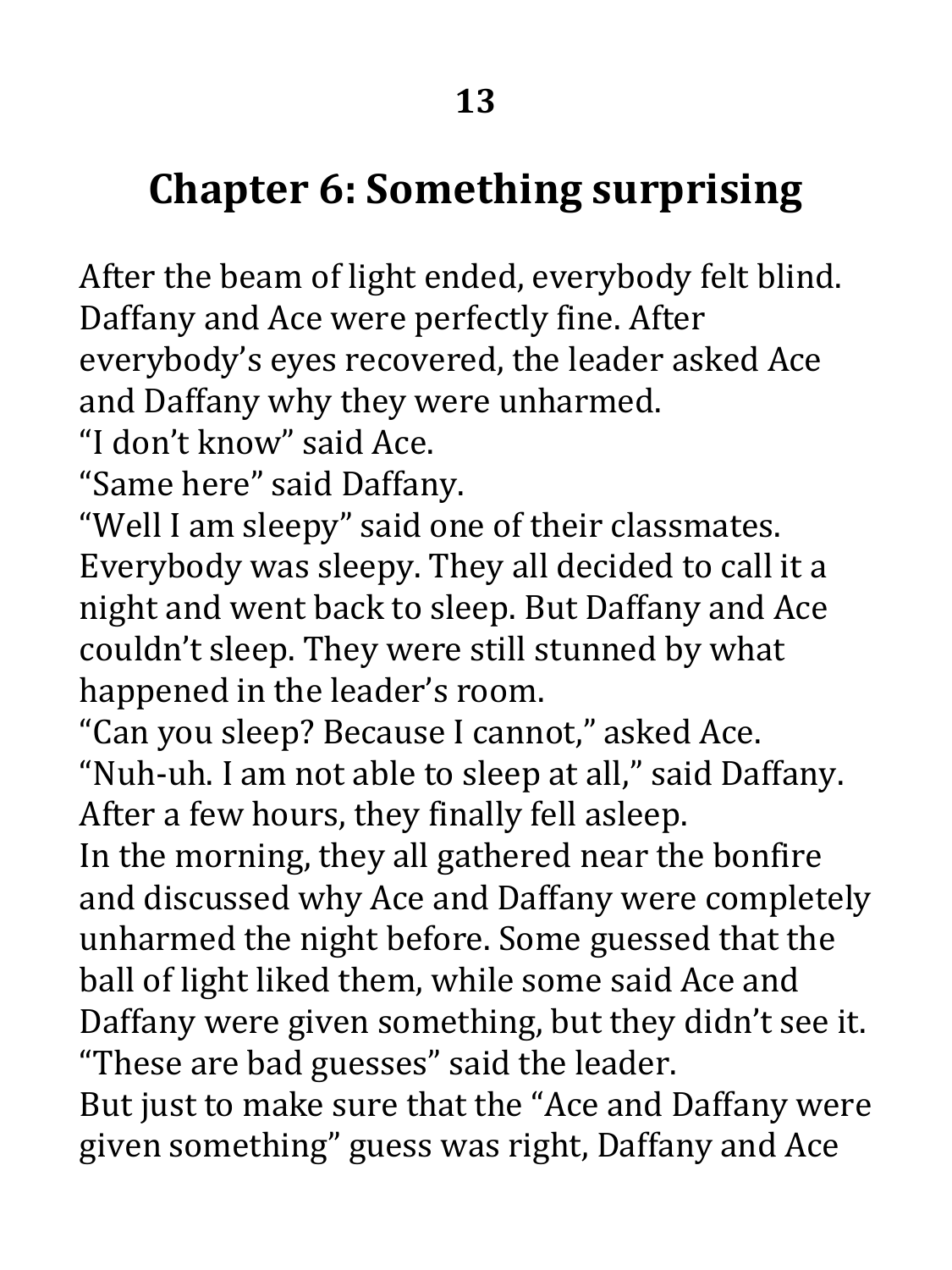# Chapter 6: Something surprising

After the beam of light ended, everybody felt blind. Daffany and Ace were perfectly fine. After everybody's eyes recovered, the leader asked Ace and Daffany why they were unharmed.

"I don't know" said Ace.

"Same here" said Daffany.

"Well I am sleepy" said one of their classmates.

Everybody was sleepy. They all decided to call it a night and went back to sleep. But Daffany and Ace couldn't sleep. They were still stunned by what happened in the leader's room.

"Can you sleep? Because I cannot," asked Ace.

"Nuh-uh. I am not able to sleep at all," said Daffany.

After a few hours, they finally fell asleep.

In the morning, they all gathered near the bonfire and discussed why Ace and Daffany were completely unharmed the night before. Some guessed that the ball of light liked them, while some said Ace and Daffany were given something, but they didn't see it.

"These are bad guesses" said the leader.

But just to make sure that the "Ace and Daffany were given something" guess was right, Daffany and Ace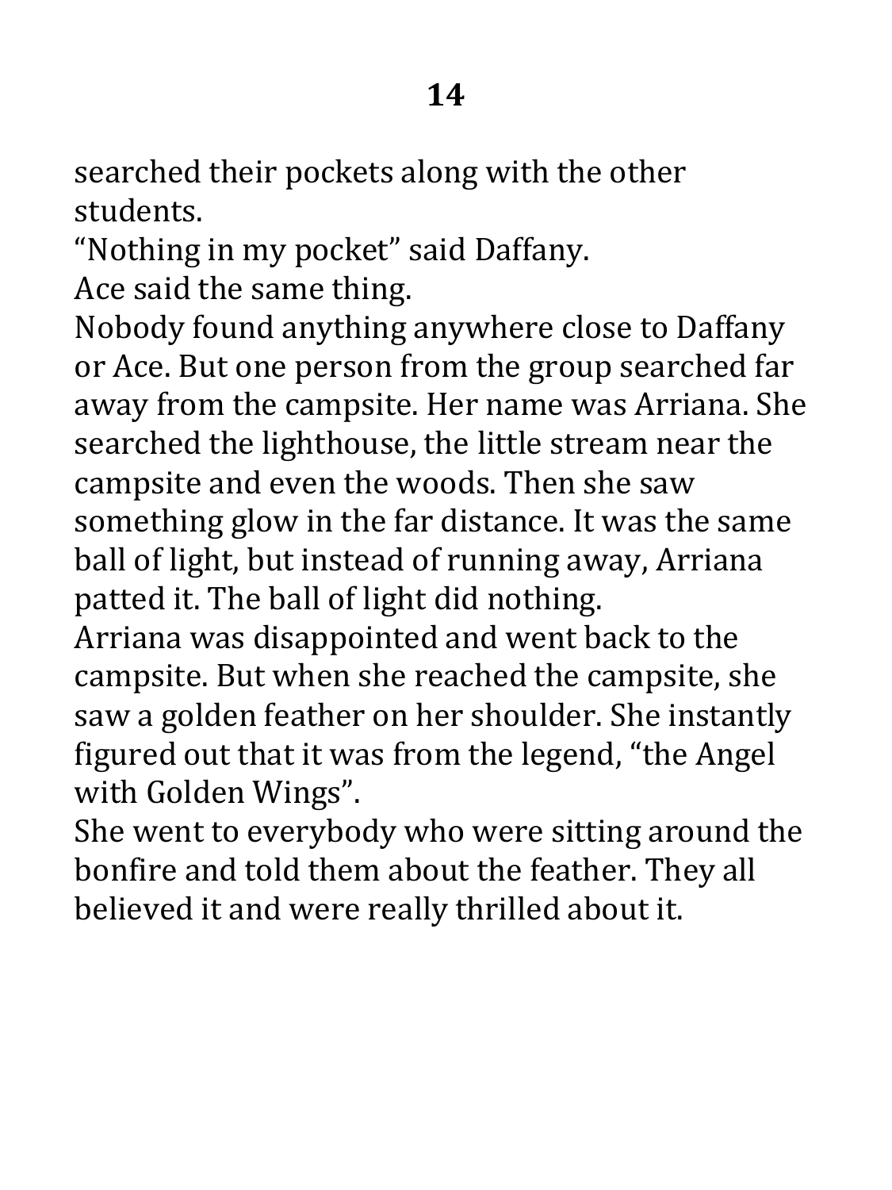searched their pockets along with the other students.

"Nothing in my pocket" said Daffany.

Ace said the same thing.

Nobody found anything anywhere close to Daffany or Ace. But one person from the group searched far away from the campsite. Her name was Arriana. She searched the lighthouse, the little stream near the campsite and even the woods. Then she saw something glow in the far distance. It was the same ball of light, but instead of running away, Arriana patted it. The ball of light did nothing.

Arriana was disappointed and went back to the campsite. But when she reached the campsite, she saw a golden feather on her shoulder. She instantly figured out that it was from the legend, "the Angel with Golden Wings".

She went to everybody who were sitting around the bonfire and told them about the feather. They all believed it and were really thrilled about it.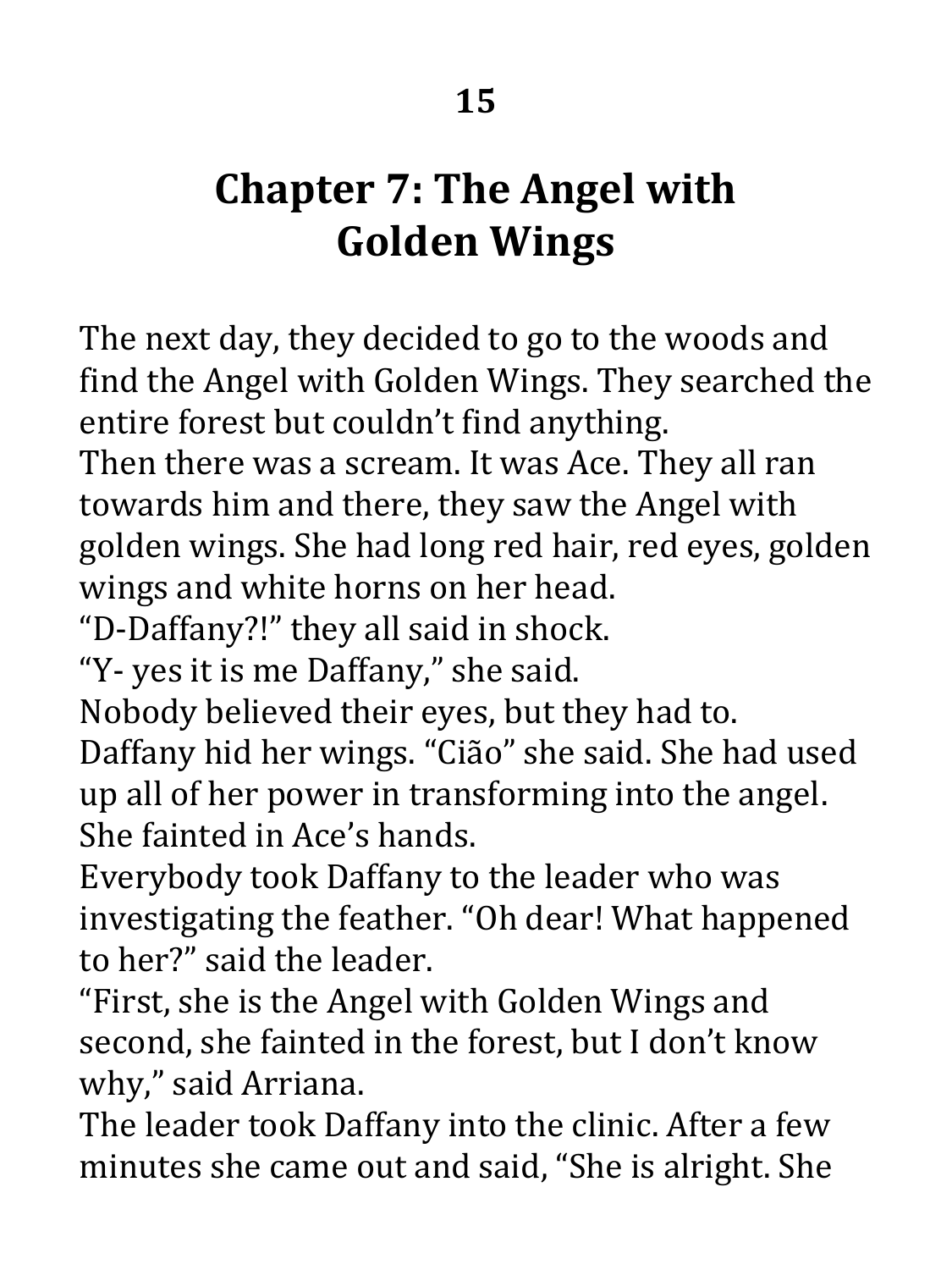# Chapter 7: The Angel with Golden Wings

The next day, they decided to go to the woods and find the Angel with Golden Wings. They searched the entire forest but couldn't find anything.

Then there was a scream. It was Ace. They all ran towards him and there, they saw the Angel with golden wings. She had long red hair, red eyes, golden wings and white horns on her head.

"D-Daffany?!" they all said in shock.

"Y- yes it is me Daffany," she said.

Nobody believed their eyes, but they had to.

Daffany hid her wings. "Cião" she said. She had used up all of her power in transforming into the angel. She fainted in Ace's hands.

Everybody took Daffany to the leader who was investigating the feather. "Oh dear! What happened to her?" said the leader.

"First, she is the Angel with Golden Wings and second, she fainted in the forest, but I don't know why," said Arriana.

The leader took Daffany into the clinic. After a few minutes she came out and said, "She is alright. She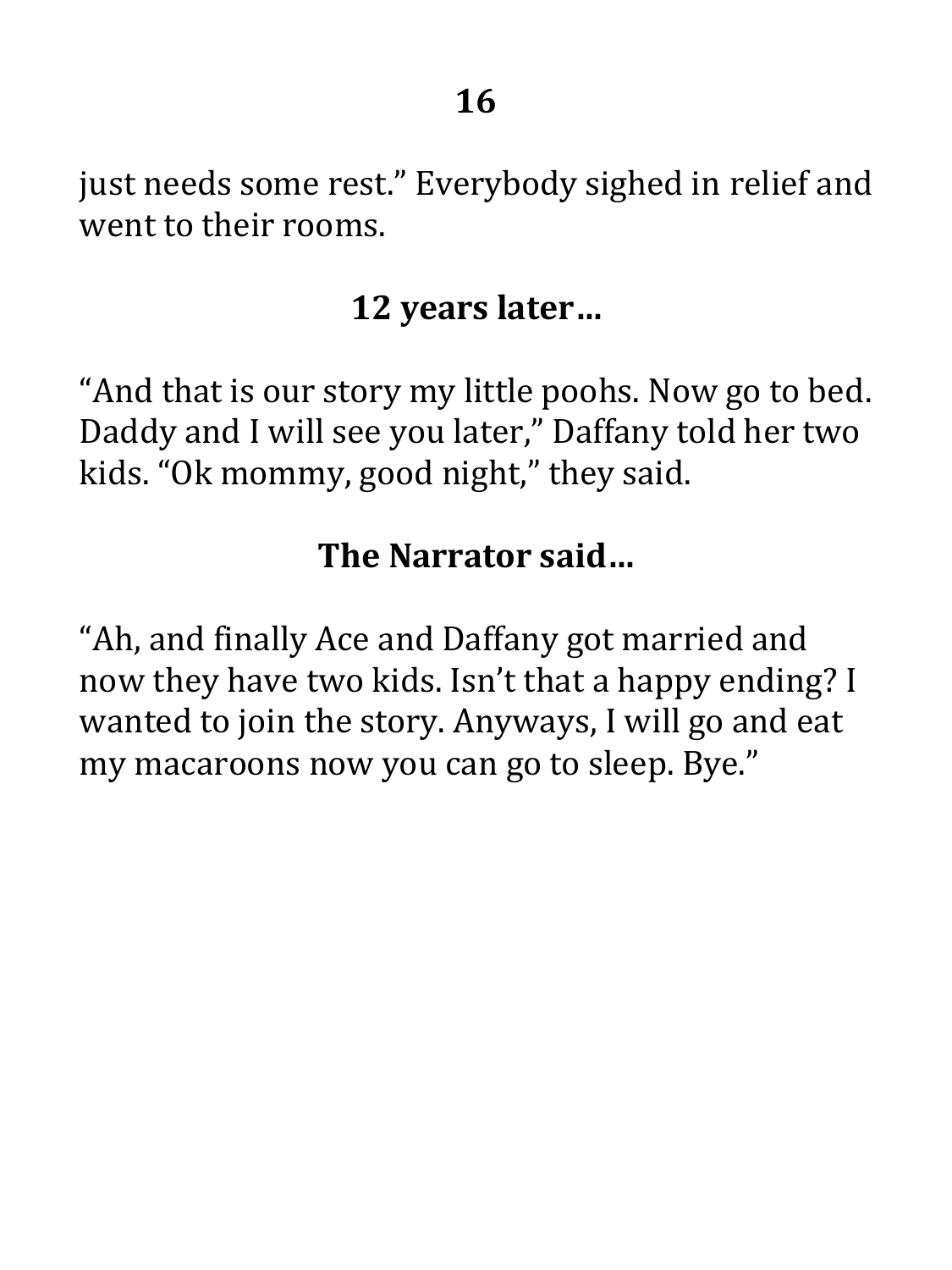just needs some rest." Everybody sighed in relief and went to their rooms.

**12 years later…**

"And that is our story my little poohs. Now go to bed. Daddy and I will see you later," Daffany told her two kids. "Ok mommy, good night," they said.

**The Narrator said…**

"Ah, and finally Ace and Daffany got married and now they have two kids. Isn't that a happy ending? I wanted to join the story. Anyways, I will go and eat my macaroons now you can go to sleep. Bye."